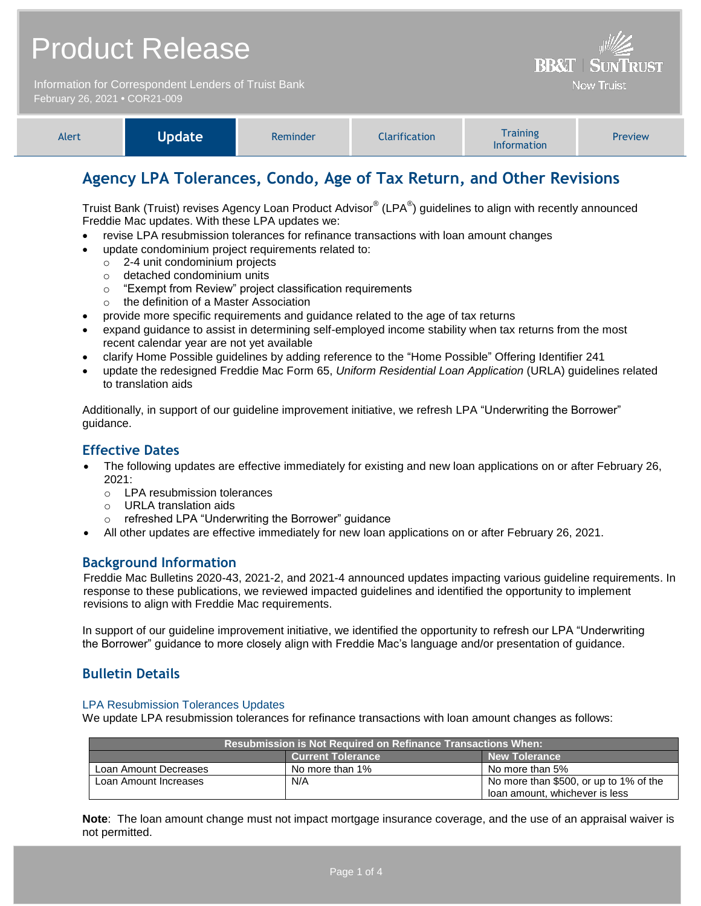# Product Release

Information for Correspondent Lenders of Truist Bank
February 26, 2021 • COR21-009

BB&T | SunTrust
Now Truist

| Alert | **Update** | Reminder | Clarification | Training Information | Preview |
|---|---|---|---|---|---|

## Agency LPA Tolerances, Condo, Age of Tax Return, and Other Revisions

Truist Bank (Truist) revises Agency Loan Product Advisor® (LPA®) guidelines to align with recently announced Freddie Mac updates. With these LPA updates we:

- revise LPA resubmission tolerances for refinance transactions with loan amount changes
- update condominium project requirements related to:
  - 2-4 unit condominium projects
  - detached condominium units
  - "Exempt from Review" project classification requirements
  - the definition of a Master Association
- provide more specific requirements and guidance related to the age of tax returns
- expand guidance to assist in determining self-employed income stability when tax returns from the most recent calendar year are not yet available
- clarify Home Possible guidelines by adding reference to the "Home Possible" Offering Identifier 241
- update the redesigned Freddie Mac Form 65, *Uniform Residential Loan Application* (URLA) guidelines related to translation aids

Additionally, in support of our guideline improvement initiative, we refresh LPA "Underwriting the Borrower" guidance.

### Effective Dates

- The following updates are effective immediately for existing and new loan applications on or after February 26, 2021:
  - LPA resubmission tolerances
  - URLA translation aids
  - refreshed LPA "Underwriting the Borrower" guidance
- All other updates are effective immediately for new loan applications on or after February 26, 2021.

### Background Information

Freddie Mac Bulletins 2020-43, 2021-2, and 2021-4 announced updates impacting various guideline requirements. In response to these publications, we reviewed impacted guidelines and identified the opportunity to implement revisions to align with Freddie Mac requirements.

In support of our guideline improvement initiative, we identified the opportunity to refresh our LPA "Underwriting the Borrower" guidance to more closely align with Freddie Mac's language and/or presentation of guidance.

### Bulletin Details

#### LPA Resubmission Tolerances Updates

We update LPA resubmission tolerances for refinance transactions with loan amount changes as follows:

| Resubmission is Not Required on Refinance Transactions When: | | |
|---|---|---|
| | **Current Tolerance** | **New Tolerance** |
| Loan Amount Decreases | No more than 1% | No more than 5% |
| Loan Amount Increases | N/A | No more than $500, or up to 1% of the loan amount, whichever is less |

**Note**: The loan amount change must not impact mortgage insurance coverage, and the use of an appraisal waiver is not permitted.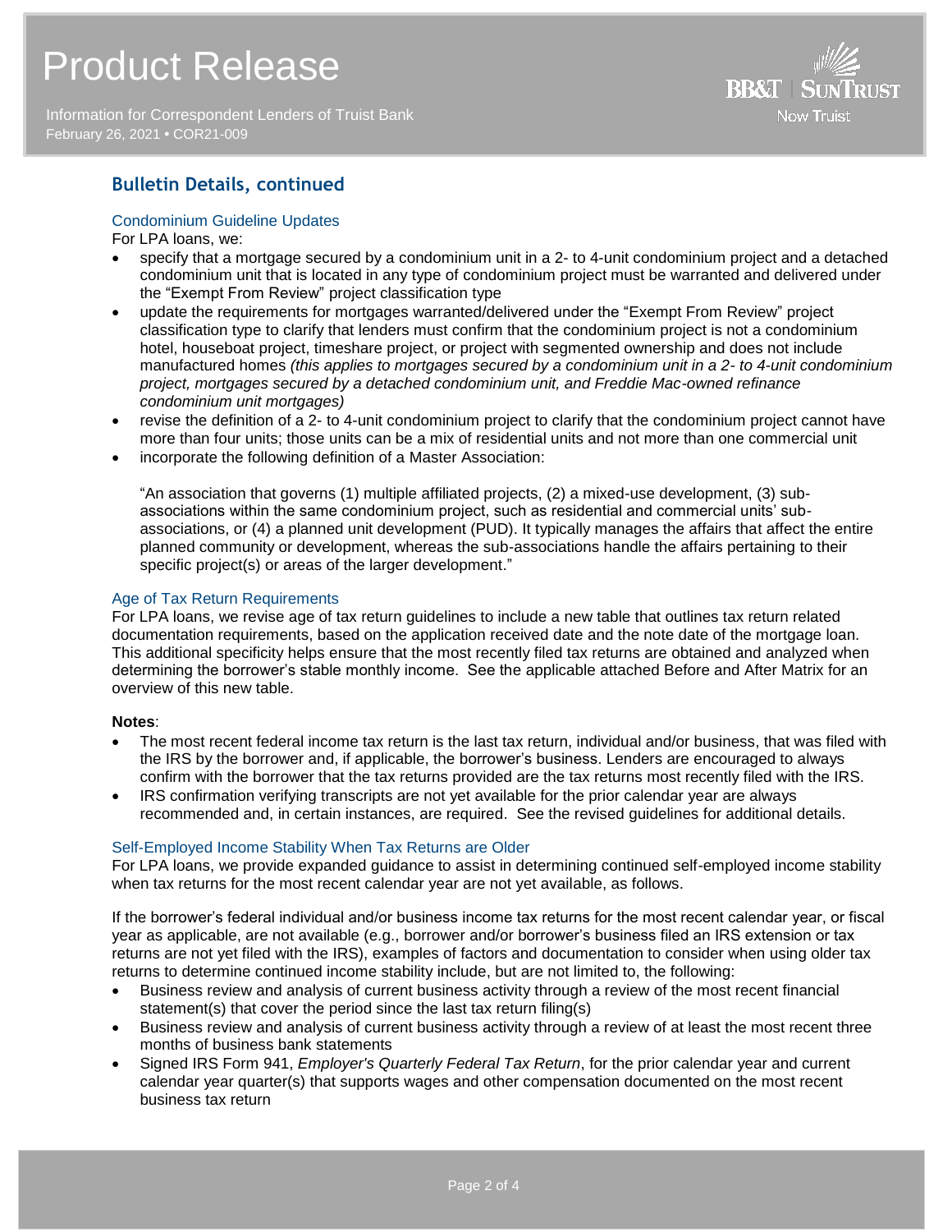## Bulletin Details, continued

### Condominium Guideline Updates

For LPA loans, we:

- specify that a mortgage secured by a condominium unit in a 2- to 4-unit condominium project and a detached condominium unit that is located in any type of condominium project must be warranted and delivered under the "Exempt From Review" project classification type
- update the requirements for mortgages warranted/delivered under the "Exempt From Review" project classification type to clarify that lenders must confirm that the condominium project is not a condominium hotel, houseboat project, timeshare project, or project with segmented ownership and does not include manufactured homes *(this applies to mortgages secured by a condominium unit in a 2- to 4-unit condominium project, mortgages secured by a detached condominium unit, and Freddie Mac-owned refinance condominium unit mortgages)*
- revise the definition of a 2- to 4-unit condominium project to clarify that the condominium project cannot have more than four units; those units can be a mix of residential units and not more than one commercial unit
- incorporate the following definition of a Master Association:

  "An association that governs (1) multiple affiliated projects, (2) a mixed-use development, (3) sub-associations within the same condominium project, such as residential and commercial units' sub-associations, or (4) a planned unit development (PUD). It typically manages the affairs that affect the entire planned community or development, whereas the sub-associations handle the affairs pertaining to their specific project(s) or areas of the larger development."

### Age of Tax Return Requirements

For LPA loans, we revise age of tax return guidelines to include a new table that outlines tax return related documentation requirements, based on the application received date and the note date of the mortgage loan. This additional specificity helps ensure that the most recently filed tax returns are obtained and analyzed when determining the borrower's stable monthly income. See the applicable attached Before and After Matrix for an overview of this new table.

**Notes**:

- The most recent federal income tax return is the last tax return, individual and/or business, that was filed with the IRS by the borrower and, if applicable, the borrower's business. Lenders are encouraged to always confirm with the borrower that the tax returns provided are the tax returns most recently filed with the IRS.
- IRS confirmation verifying transcripts are not yet available for the prior calendar year are always recommended and, in certain instances, are required. See the revised guidelines for additional details.

### Self-Employed Income Stability When Tax Returns are Older

For LPA loans, we provide expanded guidance to assist in determining continued self-employed income stability when tax returns for the most recent calendar year are not yet available, as follows.

If the borrower's federal individual and/or business income tax returns for the most recent calendar year, or fiscal year as applicable, are not available (e.g., borrower and/or borrower's business filed an IRS extension or tax returns are not yet filed with the IRS), examples of factors and documentation to consider when using older tax returns to determine continued income stability include, but are not limited to, the following:

- Business review and analysis of current business activity through a review of the most recent financial statement(s) that cover the period since the last tax return filing(s)
- Business review and analysis of current business activity through a review of at least the most recent three months of business bank statements
- Signed IRS Form 941, *Employer's Quarterly Federal Tax Return*, for the prior calendar year and current calendar year quarter(s) that supports wages and other compensation documented on the most recent business tax return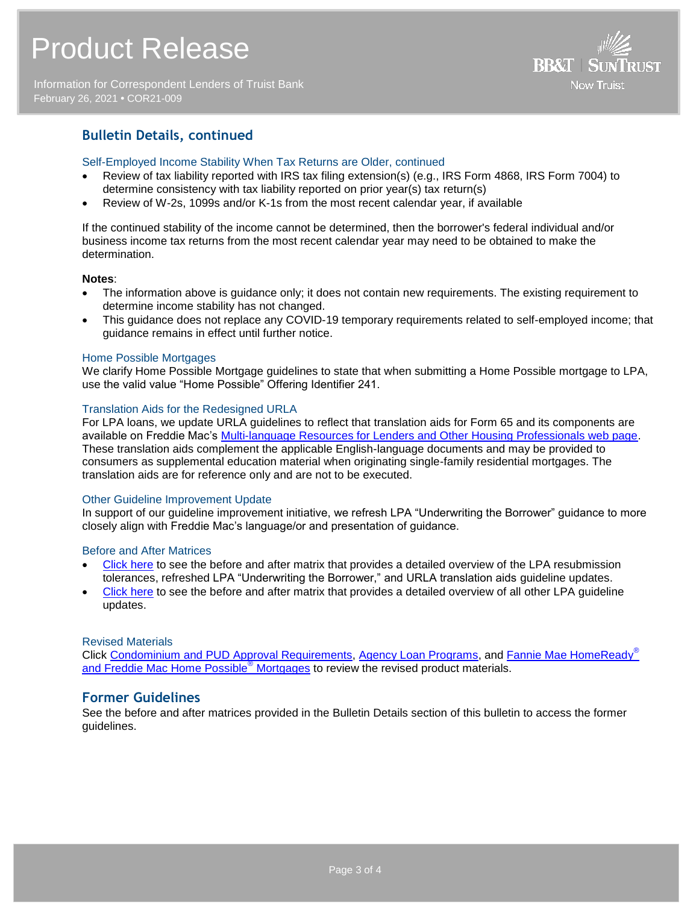## Bulletin Details, continued

### Self-Employed Income Stability When Tax Returns are Older, continued

- Review of tax liability reported with IRS tax filing extension(s) (e.g., IRS Form 4868, IRS Form 7004) to determine consistency with tax liability reported on prior year(s) tax return(s)
- Review of W-2s, 1099s and/or K-1s from the most recent calendar year, if available

If the continued stability of the income cannot be determined, then the borrower's federal individual and/or business income tax returns from the most recent calendar year may need to be obtained to make the determination.

**Notes**:

- The information above is guidance only; it does not contain new requirements. The existing requirement to determine income stability has not changed.
- This guidance does not replace any COVID-19 temporary requirements related to self-employed income; that guidance remains in effect until further notice.

### Home Possible Mortgages

We clarify Home Possible Mortgage guidelines to state that when submitting a Home Possible mortgage to LPA, use the valid value "Home Possible" Offering Identifier 241.

### Translation Aids for the Redesigned URLA

For LPA loans, we update URLA guidelines to reflect that translation aids for Form 65 and its components are available on Freddie Mac's Multi-language Resources for Lenders and Other Housing Professionals web page. These translation aids complement the applicable English-language documents and may be provided to consumers as supplemental education material when originating single-family residential mortgages. The translation aids are for reference only and are not to be executed.

### Other Guideline Improvement Update

In support of our guideline improvement initiative, we refresh LPA "Underwriting the Borrower" guidance to more closely align with Freddie Mac's language/or and presentation of guidance.

### Before and After Matrices

- Click here to see the before and after matrix that provides a detailed overview of the LPA resubmission tolerances, refreshed LPA "Underwriting the Borrower," and URLA translation aids guideline updates.
- Click here to see the before and after matrix that provides a detailed overview of all other LPA guideline updates.

### Revised Materials

Click Condominium and PUD Approval Requirements, Agency Loan Programs, and Fannie Mae HomeReady® and Freddie Mac Home Possible® Mortgages to review the revised product materials.

## Former Guidelines

See the before and after matrices provided in the Bulletin Details section of this bulletin to access the former guidelines.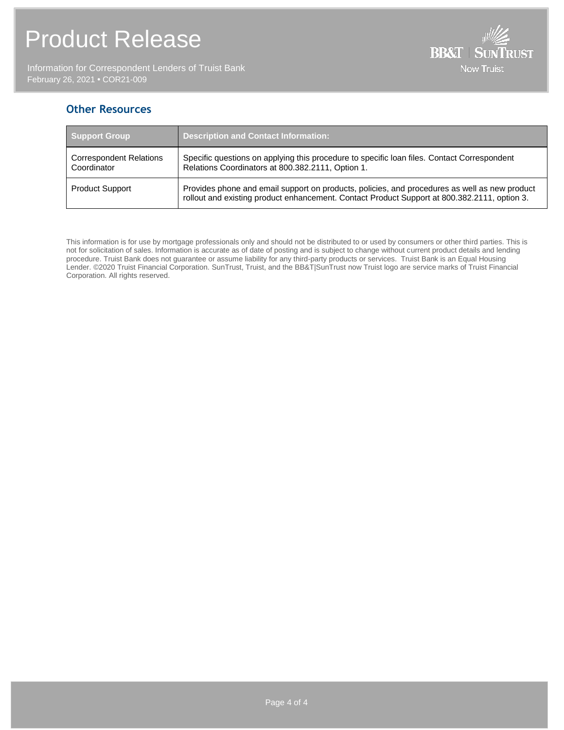## Other Resources

| Support Group | Description and Contact Information: |
|---|---|
| Correspondent Relations Coordinator | Specific questions on applying this procedure to specific loan files. Contact Correspondent Relations Coordinators at 800.382.2111, Option 1. |
| Product Support | Provides phone and email support on products, policies, and procedures as well as new product rollout and existing product enhancement. Contact Product Support at 800.382.2111, option 3. |

This information is for use by mortgage professionals only and should not be distributed to or used by consumers or other third parties. This is not for solicitation of sales. Information is accurate as of date of posting and is subject to change without current product details and lending procedure. Truist Bank does not guarantee or assume liability for any third-party products or services. Truist Bank is an Equal Housing Lender. ©2020 Truist Financial Corporation. SunTrust, Truist, and the BB&T|SunTrust now Truist logo are service marks of Truist Financial Corporation. All rights reserved.